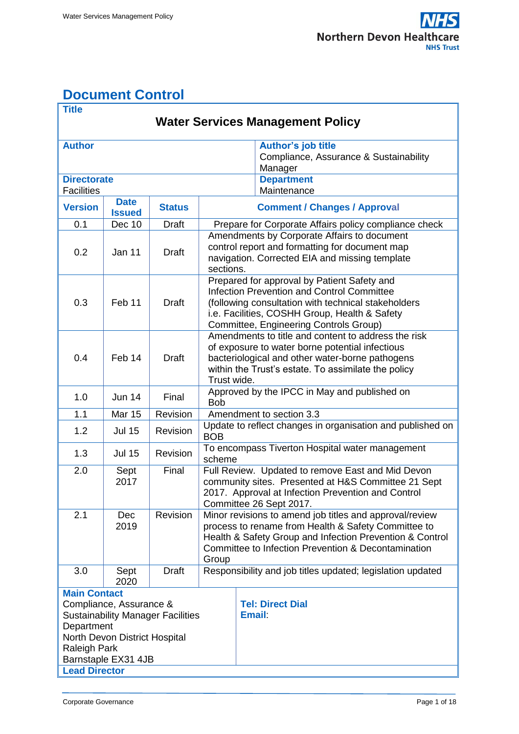# Document Control

| **Title** | | | |
|---|---|---|---|
| **Water Services Management Policy** | | | |
| **Author** | | **Author's job title**<br>Compliance, Assurance & Sustainability Manager | |
| **Directorate**<br>Facilities | | **Department**<br>Maintenance | |

| **Version** | **Date Issued** | **Status** | **Comment / Changes / Approval** |
|---|---|---|---|
| 0.1 | Dec 10 | Draft | Prepare for Corporate Affairs policy compliance check |
| 0.2 | Jan 11 | Draft | Amendments by Corporate Affairs to document control report and formatting for document map navigation. Corrected EIA and missing template sections. |
| 0.3 | Feb 11 | Draft | Prepared for approval by Patient Safety and Infection Prevention and Control Committee (following consultation with technical stakeholders i.e. Facilities, COSHH Group, Health & Safety Committee, Engineering Controls Group) |
| 0.4 | Feb 14 | Draft | Amendments to title and content to address the risk of exposure to water borne potential infectious bacteriological and other water-borne pathogens within the Trust's estate. To assimilate the policy Trust wide. |
| 1.0 | Jun 14 | Final | Approved by the IPCC in May and published on Bob |
| 1.1 | Mar 15 | Revision | Amendment to section 3.3 |
| 1.2 | Jul 15 | Revision | Update to reflect changes in organisation and published on BOB |
| 1.3 | Jul 15 | Revision | To encompass Tiverton Hospital water management scheme |
| 2.0 | Sept 2017 | Final | Full Review. Updated to remove East and Mid Devon community sites. Presented at H&S Committee 21 Sept 2017. Approval at Infection Prevention and Control Committee 26 Sept 2017. |
| 2.1 | Dec 2019 | Revision | Minor revisions to amend job titles and approval/review process to rename from Health & Safety Committee to Health & Safety Group and Infection Prevention & Control Committee to Infection Prevention & Decontamination Group |
| 3.0 | Sept 2020 | Draft | Responsibility and job titles updated; legislation updated |

| **Main Contact** | |
|---|---|
| Compliance, Assurance & Sustainability Manager Facilities Department<br>North Devon District Hospital<br>Raleigh Park<br>Barnstaple EX31 4JB | **Tel: Direct Dial**<br>**Email**: |
| **Lead Director** | |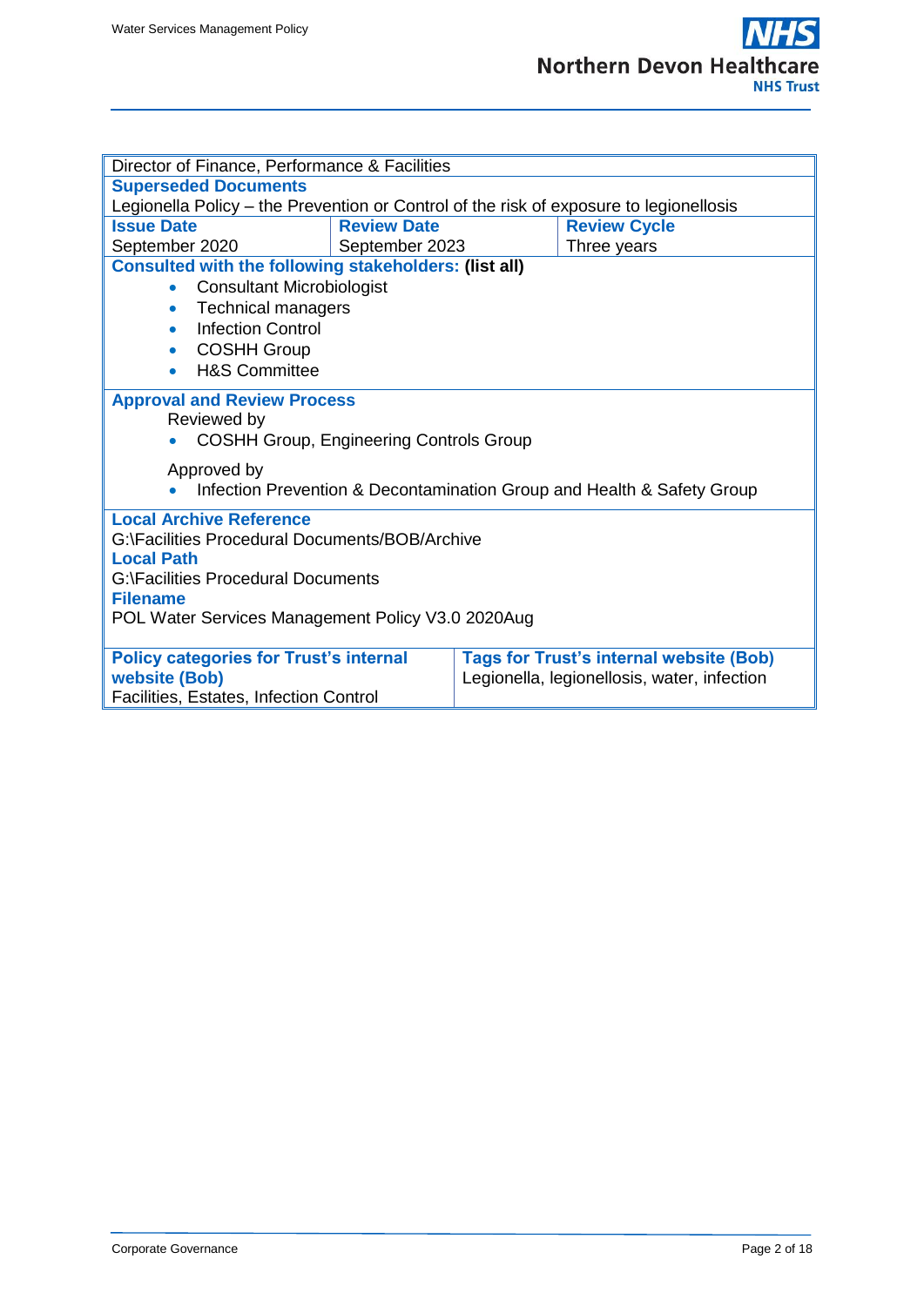Director of Finance, Performance & Facilities

**Superseded Documents**

Legionella Policy – the Prevention or Control of the risk of exposure to legionellosis

| **Issue Date** | **Review Date** | **Review Cycle** |
|---|---|---|
| September 2020 | September 2023 | Three years |

**Consulted with the following stakeholders: (list all)**

- Consultant Microbiologist
- Technical managers
- Infection Control
- COSHH Group
- H&S Committee

**Approval and Review Process**

Reviewed by

- COSHH Group, Engineering Controls Group

Approved by

- Infection Prevention & Decontamination Group and Health & Safety Group

**Local Archive Reference**

G:\Facilities Procedural Documents/BOB/Archive

**Local Path**

G:\Facilities Procedural Documents

**Filename**

POL Water Services Management Policy V3.0 2020Aug

| **Policy categories for Trust's internal website (Bob)** | **Tags for Trust's internal website (Bob)** |
|---|---|
| Facilities, Estates, Infection Control | Legionella, legionellosis, water, infection |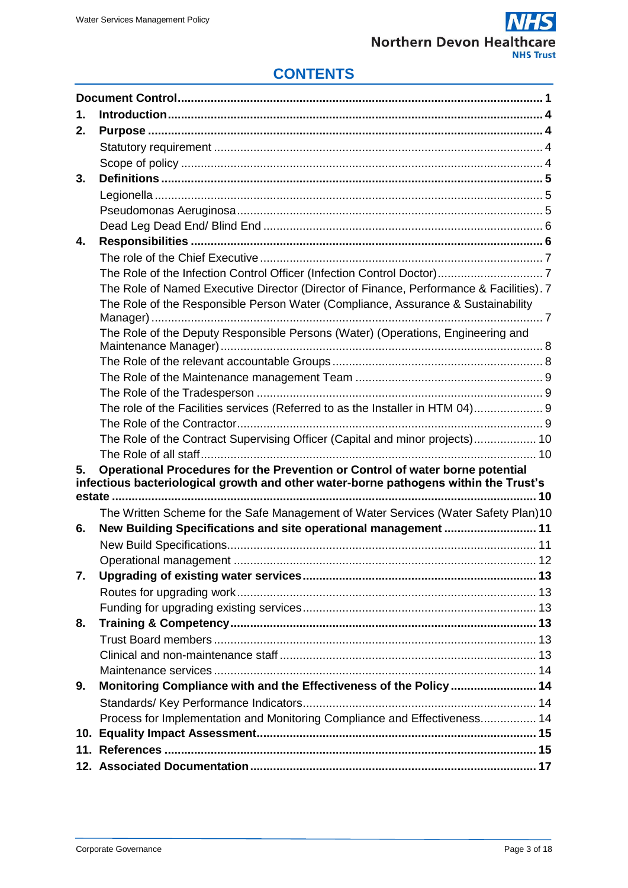# CONTENTS

| | | |
|---|---|---|
| **Document Control** | | **1** |
| **1.** | **Introduction** | **4** |
| **2.** | **Purpose** | **4** |
| | Statutory requirement | 4 |
| | Scope of policy | 4 |
| **3.** | **Definitions** | **5** |
| | Legionella | 5 |
| | Pseudomonas Aeruginosa | 5 |
| | Dead Leg Dead End/ Blind End | 6 |
| **4.** | **Responsibilities** | **6** |
| | The role of the Chief Executive | 7 |
| | The Role of the Infection Control Officer (Infection Control Doctor) | 7 |
| | The Role of Named Executive Director (Director of Finance, Performance & Facilities) | 7 |
| | The Role of the Responsible Person Water (Compliance, Assurance & Sustainability Manager) | 7 |
| | The Role of the Deputy Responsible Persons (Water) (Operations, Engineering and Maintenance Manager) | 8 |
| | The Role of the relevant accountable Groups | 8 |
| | The Role of the Maintenance management Team | 9 |
| | The Role of the Tradesperson | 9 |
| | The role of the Facilities services (Referred to as the Installer in HTM 04) | 9 |
| | The Role of the Contractor | 9 |
| | The Role of the Contract Supervising Officer (Capital and minor projects) | 10 |
| | The Role of all staff | 10 |
| **5.** | **Operational Procedures for the Prevention or Control of water borne potential infectious bacteriological growth and other water-borne pathogens within the Trust's estate** | **10** |
| | The Written Scheme for the Safe Management of Water Services (Water Safety Plan) | 10 |
| **6.** | **New Building Specifications and site operational management** | **11** |
| | New Build Specifications | 11 |
| | Operational management | 12 |
| **7.** | **Upgrading of existing water services** | **13** |
| | Routes for upgrading work | 13 |
| | Funding for upgrading existing services | 13 |
| **8.** | **Training & Competency** | **13** |
| | Trust Board members | 13 |
| | Clinical and non-maintenance staff | 13 |
| | Maintenance services | 14 |
| **9.** | **Monitoring Compliance with and the Effectiveness of the Policy** | **14** |
| | Standards/ Key Performance Indicators | 14 |
| | Process for Implementation and Monitoring Compliance and Effectiveness | 14 |
| **10.** | **Equality Impact Assessment** | **15** |
| **11.** | **References** | **15** |
| **12.** | **Associated Documentation** | **17** |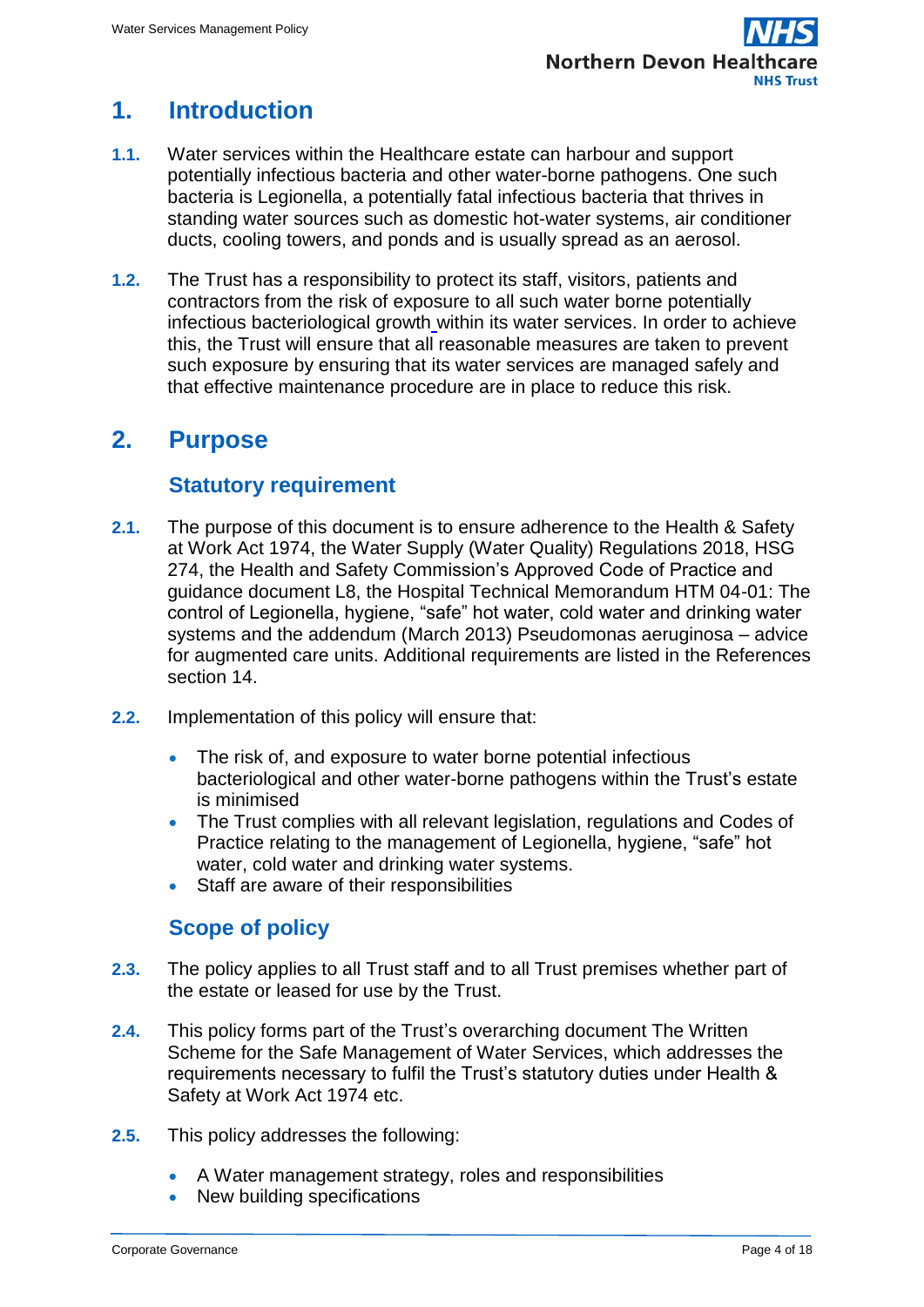# 1. Introduction

**1.1.** Water services within the Healthcare estate can harbour and support potentially infectious bacteria and other water-borne pathogens. One such bacteria is Legionella, a potentially fatal infectious bacteria that thrives in standing water sources such as domestic hot-water systems, air conditioner ducts, cooling towers, and ponds and is usually spread as an aerosol.

**1.2.** The Trust has a responsibility to protect its staff, visitors, patients and contractors from the risk of exposure to all such water borne potentially infectious bacteriological growth within its water services. In order to achieve this, the Trust will ensure that all reasonable measures are taken to prevent such exposure by ensuring that its water services are managed safely and that effective maintenance procedure are in place to reduce this risk.

# 2. Purpose

## Statutory requirement

**2.1.** The purpose of this document is to ensure adherence to the Health & Safety at Work Act 1974, the Water Supply (Water Quality) Regulations 2018, HSG 274, the Health and Safety Commission's Approved Code of Practice and guidance document L8, the Hospital Technical Memorandum HTM 04-01: The control of Legionella, hygiene, "safe" hot water, cold water and drinking water systems and the addendum (March 2013) Pseudomonas aeruginosa – advice for augmented care units. Additional requirements are listed in the References section 14.

**2.2.** Implementation of this policy will ensure that:

- The risk of, and exposure to water borne potential infectious bacteriological and other water-borne pathogens within the Trust's estate is minimised
- The Trust complies with all relevant legislation, regulations and Codes of Practice relating to the management of Legionella, hygiene, "safe" hot water, cold water and drinking water systems.
- Staff are aware of their responsibilities

## Scope of policy

**2.3.** The policy applies to all Trust staff and to all Trust premises whether part of the estate or leased for use by the Trust.

**2.4.** This policy forms part of the Trust's overarching document The Written Scheme for the Safe Management of Water Services, which addresses the requirements necessary to fulfil the Trust's statutory duties under Health & Safety at Work Act 1974 etc.

**2.5.** This policy addresses the following:

- A Water management strategy, roles and responsibilities
- New building specifications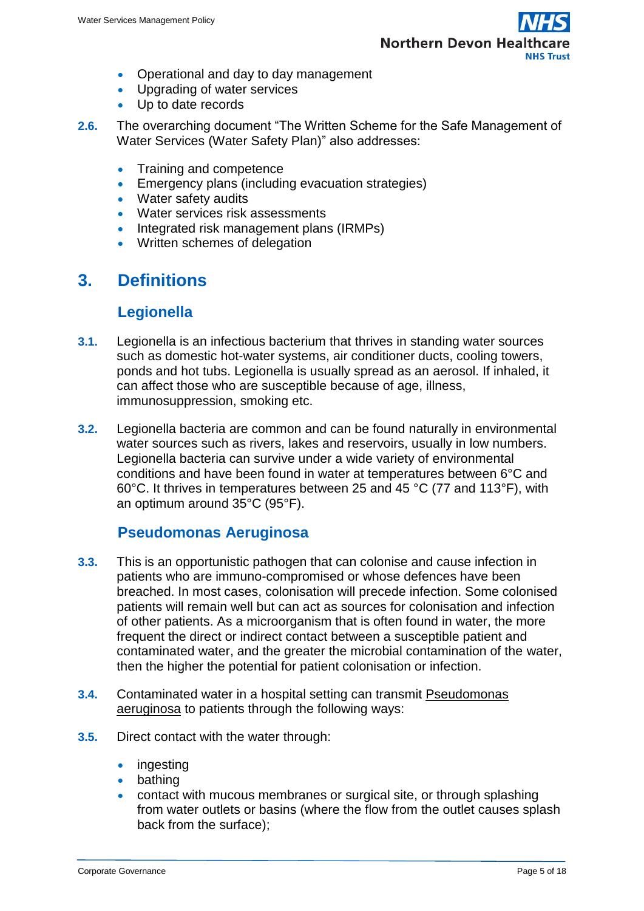- Operational and day to day management
- Upgrading of water services
- Up to date records

**2.6.** The overarching document "The Written Scheme for the Safe Management of Water Services (Water Safety Plan)" also addresses:

- Training and competence
- Emergency plans (including evacuation strategies)
- Water safety audits
- Water services risk assessments
- Integrated risk management plans (IRMPs)
- Written schemes of delegation

# 3. Definitions

## Legionella

**3.1.** Legionella is an infectious bacterium that thrives in standing water sources such as domestic hot-water systems, air conditioner ducts, cooling towers, ponds and hot tubs. Legionella is usually spread as an aerosol. If inhaled, it can affect those who are susceptible because of age, illness, immunosuppression, smoking etc.

**3.2.** Legionella bacteria are common and can be found naturally in environmental water sources such as rivers, lakes and reservoirs, usually in low numbers. Legionella bacteria can survive under a wide variety of environmental conditions and have been found in water at temperatures between 6°C and 60°C. It thrives in temperatures between 25 and 45 °C (77 and 113°F), with an optimum around 35°C (95°F).

## Pseudomonas Aeruginosa

**3.3.** This is an opportunistic pathogen that can colonise and cause infection in patients who are immuno-compromised or whose defences have been breached. In most cases, colonisation will precede infection. Some colonised patients will remain well but can act as sources for colonisation and infection of other patients. As a microorganism that is often found in water, the more frequent the direct or indirect contact between a susceptible patient and contaminated water, and the greater the microbial contamination of the water, then the higher the potential for patient colonisation or infection.

**3.4.** Contaminated water in a hospital setting can transmit Pseudomonas aeruginosa to patients through the following ways:

**3.5.** Direct contact with the water through:

- ingesting
- bathing
- contact with mucous membranes or surgical site, or through splashing from water outlets or basins (where the flow from the outlet causes splash back from the surface);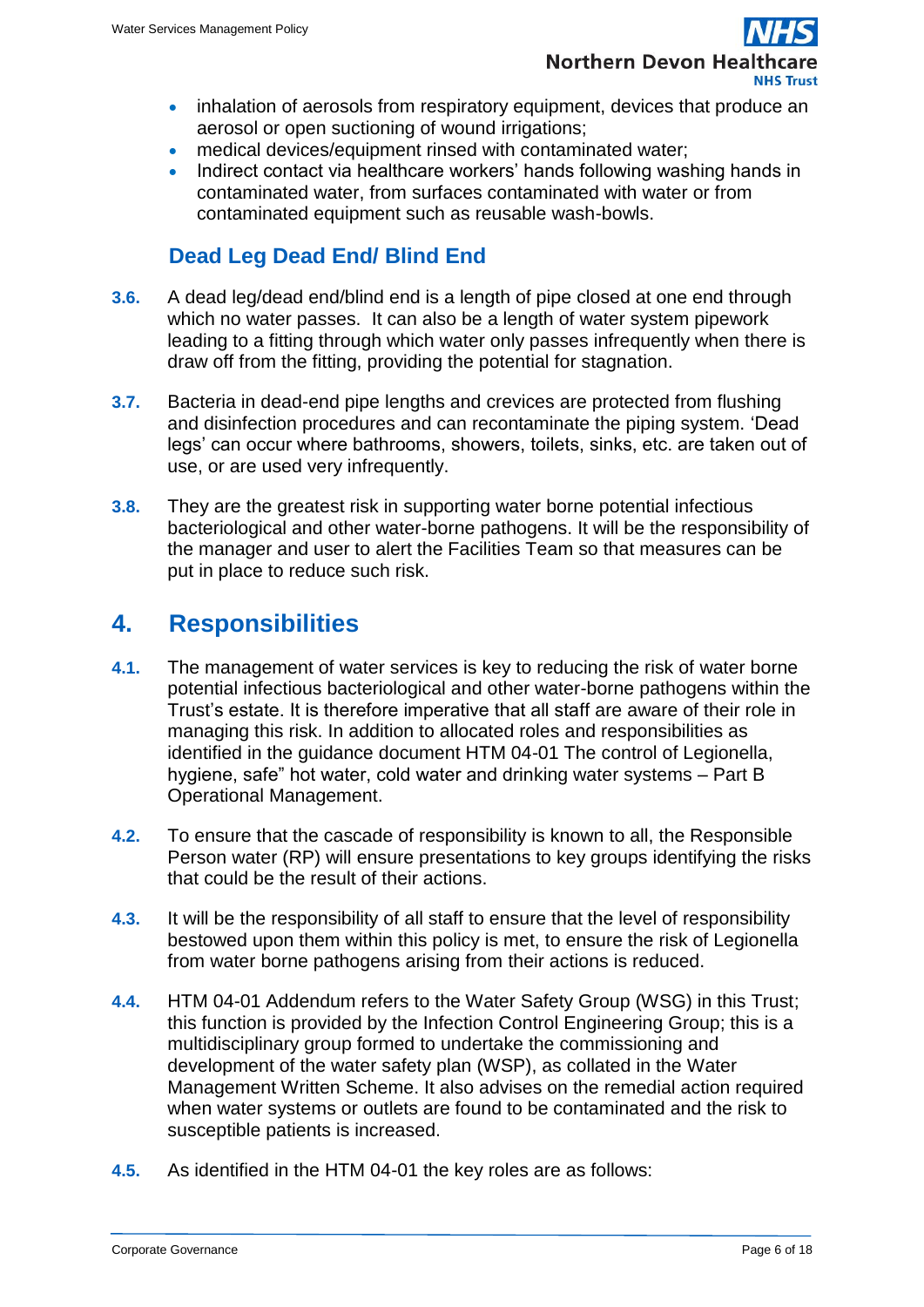- inhalation of aerosols from respiratory equipment, devices that produce an aerosol or open suctioning of wound irrigations;
- medical devices/equipment rinsed with contaminated water;
- Indirect contact via healthcare workers' hands following washing hands in contaminated water, from surfaces contaminated with water or from contaminated equipment such as reusable wash-bowls.

### Dead Leg Dead End/ Blind End

**3.6.** A dead leg/dead end/blind end is a length of pipe closed at one end through which no water passes. It can also be a length of water system pipework leading to a fitting through which water only passes infrequently when there is draw off from the fitting, providing the potential for stagnation.

**3.7.** Bacteria in dead-end pipe lengths and crevices are protected from flushing and disinfection procedures and can recontaminate the piping system. 'Dead legs' can occur where bathrooms, showers, toilets, sinks, etc. are taken out of use, or are used very infrequently.

**3.8.** They are the greatest risk in supporting water borne potential infectious bacteriological and other water-borne pathogens. It will be the responsibility of the manager and user to alert the Facilities Team so that measures can be put in place to reduce such risk.

## 4. Responsibilities

**4.1.** The management of water services is key to reducing the risk of water borne potential infectious bacteriological and other water-borne pathogens within the Trust's estate. It is therefore imperative that all staff are aware of their role in managing this risk. In addition to allocated roles and responsibilities as identified in the guidance document HTM 04-01 The control of Legionella, hygiene, safe" hot water, cold water and drinking water systems – Part B Operational Management.

**4.2.** To ensure that the cascade of responsibility is known to all, the Responsible Person water (RP) will ensure presentations to key groups identifying the risks that could be the result of their actions.

**4.3.** It will be the responsibility of all staff to ensure that the level of responsibility bestowed upon them within this policy is met, to ensure the risk of Legionella from water borne pathogens arising from their actions is reduced.

**4.4.** HTM 04-01 Addendum refers to the Water Safety Group (WSG) in this Trust; this function is provided by the Infection Control Engineering Group; this is a multidisciplinary group formed to undertake the commissioning and development of the water safety plan (WSP), as collated in the Water Management Written Scheme. It also advises on the remedial action required when water systems or outlets are found to be contaminated and the risk to susceptible patients is increased.

**4.5.** As identified in the HTM 04-01 the key roles are as follows: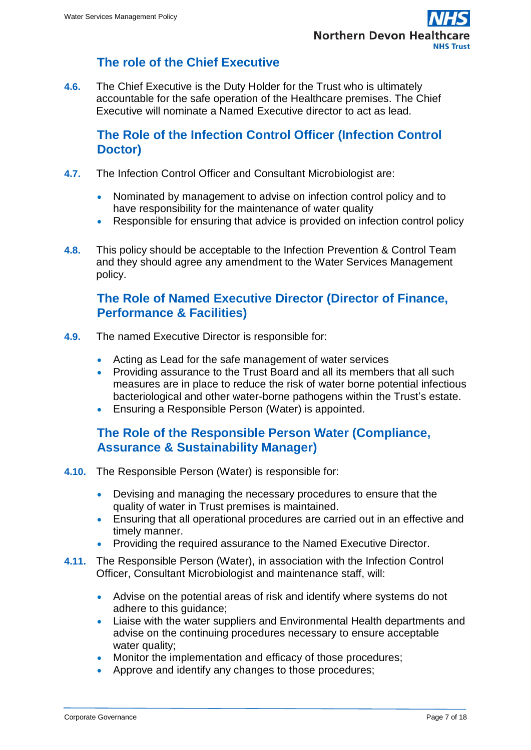## The role of the Chief Executive

**4.6.** The Chief Executive is the Duty Holder for the Trust who is ultimately accountable for the safe operation of the Healthcare premises. The Chief Executive will nominate a Named Executive director to act as lead.

## The Role of the Infection Control Officer (Infection Control Doctor)

**4.7.** The Infection Control Officer and Consultant Microbiologist are:

- Nominated by management to advise on infection control policy and to have responsibility for the maintenance of water quality
- Responsible for ensuring that advice is provided on infection control policy

**4.8.** This policy should be acceptable to the Infection Prevention & Control Team and they should agree any amendment to the Water Services Management policy.

## The Role of Named Executive Director (Director of Finance, Performance & Facilities)

**4.9.** The named Executive Director is responsible for:

- Acting as Lead for the safe management of water services
- Providing assurance to the Trust Board and all its members that all such measures are in place to reduce the risk of water borne potential infectious bacteriological and other water-borne pathogens within the Trust's estate.
- Ensuring a Responsible Person (Water) is appointed.

## The Role of the Responsible Person Water (Compliance, Assurance & Sustainability Manager)

**4.10.** The Responsible Person (Water) is responsible for:

- Devising and managing the necessary procedures to ensure that the quality of water in Trust premises is maintained.
- Ensuring that all operational procedures are carried out in an effective and timely manner.
- Providing the required assurance to the Named Executive Director.

**4.11.** The Responsible Person (Water), in association with the Infection Control Officer, Consultant Microbiologist and maintenance staff, will:

- Advise on the potential areas of risk and identify where systems do not adhere to this guidance;
- Liaise with the water suppliers and Environmental Health departments and advise on the continuing procedures necessary to ensure acceptable water quality;
- Monitor the implementation and efficacy of those procedures;
- Approve and identify any changes to those procedures;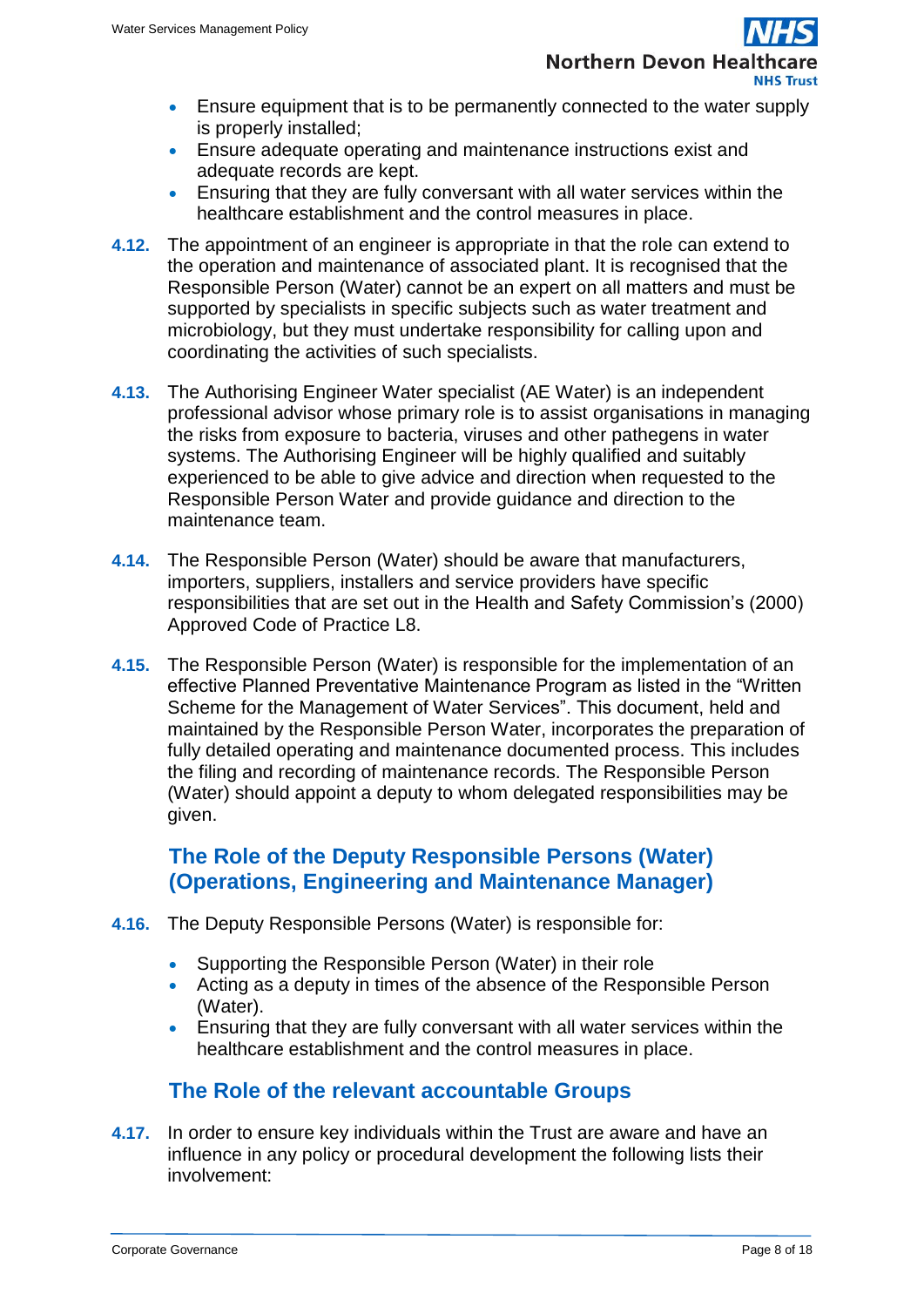- Ensure equipment that is to be permanently connected to the water supply is properly installed;
- Ensure adequate operating and maintenance instructions exist and adequate records are kept.
- Ensuring that they are fully conversant with all water services within the healthcare establishment and the control measures in place.

**4.12.** The appointment of an engineer is appropriate in that the role can extend to the operation and maintenance of associated plant. It is recognised that the Responsible Person (Water) cannot be an expert on all matters and must be supported by specialists in specific subjects such as water treatment and microbiology, but they must undertake responsibility for calling upon and coordinating the activities of such specialists.

**4.13.** The Authorising Engineer Water specialist (AE Water) is an independent professional advisor whose primary role is to assist organisations in managing the risks from exposure to bacteria, viruses and other pathegens in water systems. The Authorising Engineer will be highly qualified and suitably experienced to be able to give advice and direction when requested to the Responsible Person Water and provide guidance and direction to the maintenance team.

**4.14.** The Responsible Person (Water) should be aware that manufacturers, importers, suppliers, installers and service providers have specific responsibilities that are set out in the Health and Safety Commission's (2000) Approved Code of Practice L8.

**4.15.** The Responsible Person (Water) is responsible for the implementation of an effective Planned Preventative Maintenance Program as listed in the "Written Scheme for the Management of Water Services". This document, held and maintained by the Responsible Person Water, incorporates the preparation of fully detailed operating and maintenance documented process. This includes the filing and recording of maintenance records. The Responsible Person (Water) should appoint a deputy to whom delegated responsibilities may be given.

## The Role of the Deputy Responsible Persons (Water) (Operations, Engineering and Maintenance Manager)

**4.16.** The Deputy Responsible Persons (Water) is responsible for:

- Supporting the Responsible Person (Water) in their role
- Acting as a deputy in times of the absence of the Responsible Person (Water).
- Ensuring that they are fully conversant with all water services within the healthcare establishment and the control measures in place.

## The Role of the relevant accountable Groups

**4.17.** In order to ensure key individuals within the Trust are aware and have an influence in any policy or procedural development the following lists their involvement: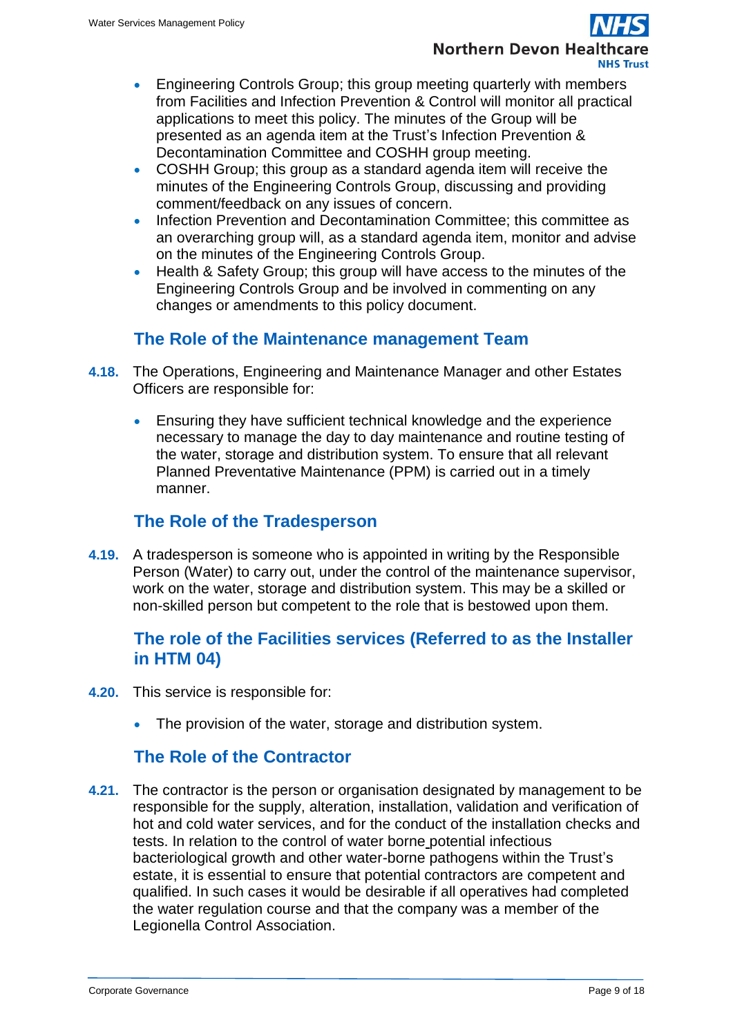- Engineering Controls Group; this group meeting quarterly with members from Facilities and Infection Prevention & Control will monitor all practical applications to meet this policy. The minutes of the Group will be presented as an agenda item at the Trust's Infection Prevention & Decontamination Committee and COSHH group meeting.
- COSHH Group; this group as a standard agenda item will receive the minutes of the Engineering Controls Group, discussing and providing comment/feedback on any issues of concern.
- Infection Prevention and Decontamination Committee; this committee as an overarching group will, as a standard agenda item, monitor and advise on the minutes of the Engineering Controls Group.
- Health & Safety Group; this group will have access to the minutes of the Engineering Controls Group and be involved in commenting on any changes or amendments to this policy document.

## The Role of the Maintenance management Team

**4.18.** The Operations, Engineering and Maintenance Manager and other Estates Officers are responsible for:

- Ensuring they have sufficient technical knowledge and the experience necessary to manage the day to day maintenance and routine testing of the water, storage and distribution system. To ensure that all relevant Planned Preventative Maintenance (PPM) is carried out in a timely manner.

## The Role of the Tradesperson

**4.19.** A tradesperson is someone who is appointed in writing by the Responsible Person (Water) to carry out, under the control of the maintenance supervisor, work on the water, storage and distribution system. This may be a skilled or non-skilled person but competent to the role that is bestowed upon them.

## The role of the Facilities services (Referred to as the Installer in HTM 04)

**4.20.** This service is responsible for:

- The provision of the water, storage and distribution system.

## The Role of the Contractor

**4.21.** The contractor is the person or organisation designated by management to be responsible for the supply, alteration, installation, validation and verification of hot and cold water services, and for the conduct of the installation checks and tests. In relation to the control of water borne potential infectious bacteriological growth and other water-borne pathogens within the Trust's estate, it is essential to ensure that potential contractors are competent and qualified. In such cases it would be desirable if all operatives had completed the water regulation course and that the company was a member of the Legionella Control Association.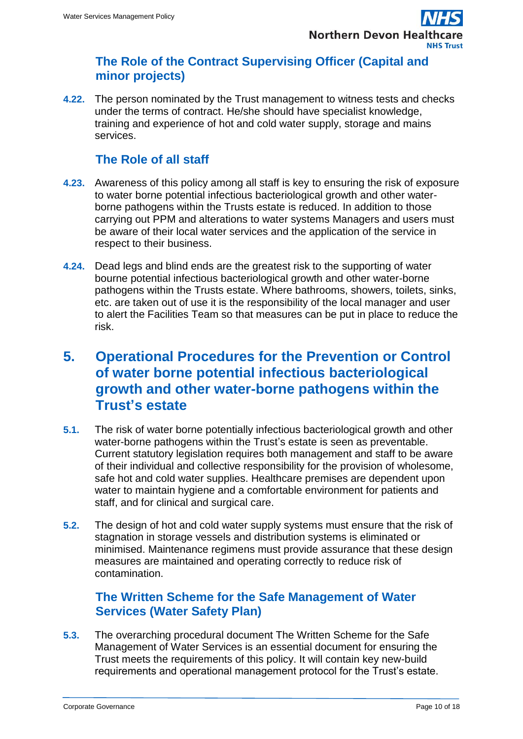### The Role of the Contract Supervising Officer (Capital and minor projects)

**4.22.** The person nominated by the Trust management to witness tests and checks under the terms of contract. He/she should have specialist knowledge, training and experience of hot and cold water supply, storage and mains services.

### The Role of all staff

**4.23.** Awareness of this policy among all staff is key to ensuring the risk of exposure to water borne potential infectious bacteriological growth and other water-borne pathogens within the Trusts estate is reduced. In addition to those carrying out PPM and alterations to water systems Managers and users must be aware of their local water services and the application of the service in respect to their business.

**4.24.** Dead legs and blind ends are the greatest risk to the supporting of water bourne potential infectious bacteriological growth and other water-borne pathogens within the Trusts estate. Where bathrooms, showers, toilets, sinks, etc. are taken out of use it is the responsibility of the local manager and user to alert the Facilities Team so that measures can be put in place to reduce the risk.

## 5. Operational Procedures for the Prevention or Control of water borne potential infectious bacteriological growth and other water-borne pathogens within the Trust's estate

**5.1.** The risk of water borne potentially infectious bacteriological growth and other water-borne pathogens within the Trust's estate is seen as preventable. Current statutory legislation requires both management and staff to be aware of their individual and collective responsibility for the provision of wholesome, safe hot and cold water supplies. Healthcare premises are dependent upon water to maintain hygiene and a comfortable environment for patients and staff, and for clinical and surgical care.

**5.2.** The design of hot and cold water supply systems must ensure that the risk of stagnation in storage vessels and distribution systems is eliminated or minimised. Maintenance regimens must provide assurance that these design measures are maintained and operating correctly to reduce risk of contamination.

### The Written Scheme for the Safe Management of Water Services (Water Safety Plan)

**5.3.** The overarching procedural document The Written Scheme for the Safe Management of Water Services is an essential document for ensuring the Trust meets the requirements of this policy. It will contain key new-build requirements and operational management protocol for the Trust's estate.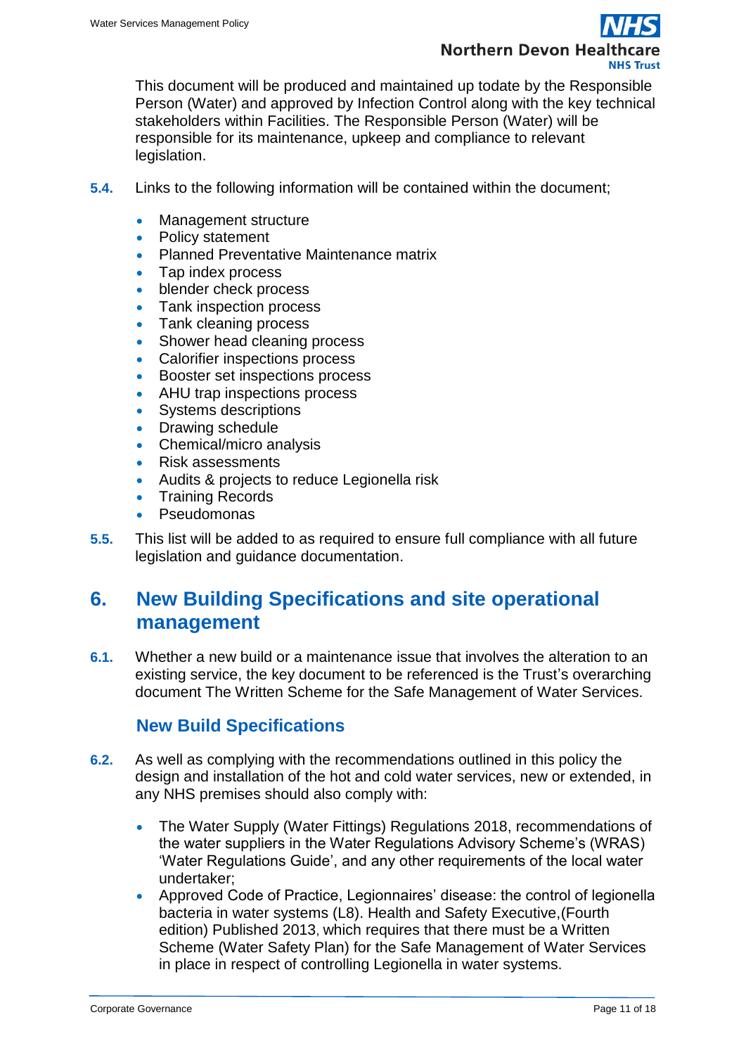This document will be produced and maintained up todate by the Responsible Person (Water) and approved by Infection Control along with the key technical stakeholders within Facilities. The Responsible Person (Water) will be responsible for its maintenance, upkeep and compliance to relevant legislation.

**5.4.** Links to the following information will be contained within the document;

- Management structure
- Policy statement
- Planned Preventative Maintenance matrix
- Tap index process
- blender check process
- Tank inspection process
- Tank cleaning process
- Shower head cleaning process
- Calorifier inspections process
- Booster set inspections process
- AHU trap inspections process
- Systems descriptions
- Drawing schedule
- Chemical/micro analysis
- Risk assessments
- Audits & projects to reduce Legionella risk
- Training Records
- Pseudomonas

**5.5.** This list will be added to as required to ensure full compliance with all future legislation and guidance documentation.

# 6. New Building Specifications and site operational management

**6.1.** Whether a new build or a maintenance issue that involves the alteration to an existing service, the key document to be referenced is the Trust's overarching document The Written Scheme for the Safe Management of Water Services.

## New Build Specifications

**6.2.** As well as complying with the recommendations outlined in this policy the design and installation of the hot and cold water services, new or extended, in any NHS premises should also comply with:

- The Water Supply (Water Fittings) Regulations 2018, recommendations of the water suppliers in the Water Regulations Advisory Scheme's (WRAS) 'Water Regulations Guide', and any other requirements of the local water undertaker;
- Approved Code of Practice, Legionnaires' disease: the control of legionella bacteria in water systems (L8). Health and Safety Executive,(Fourth edition) Published 2013, which requires that there must be a Written Scheme (Water Safety Plan) for the Safe Management of Water Services in place in respect of controlling Legionella in water systems.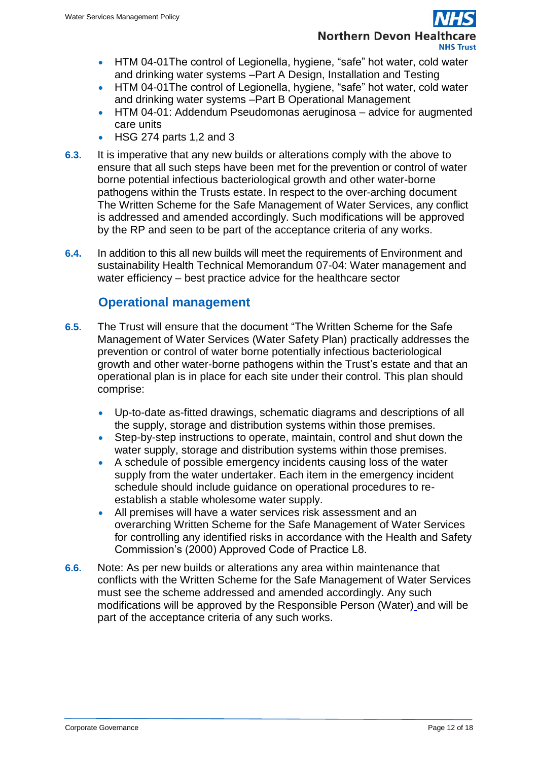- HTM 04-01The control of Legionella, hygiene, “safe” hot water, cold water and drinking water systems –Part A Design, Installation and Testing
- HTM 04-01The control of Legionella, hygiene, “safe” hot water, cold water and drinking water systems –Part B Operational Management
- HTM 04-01: Addendum Pseudomonas aeruginosa – advice for augmented care units
- HSG 274 parts 1,2 and 3

**6.3.** It is imperative that any new builds or alterations comply with the above to ensure that all such steps have been met for the prevention or control of water borne potential infectious bacteriological growth and other water-borne pathogens within the Trusts estate. In respect to the over-arching document The Written Scheme for the Safe Management of Water Services, any conflict is addressed and amended accordingly. Such modifications will be approved by the RP and seen to be part of the acceptance criteria of any works.

**6.4.** In addition to this all new builds will meet the requirements of Environment and sustainability Health Technical Memorandum 07-04: Water management and water efficiency – best practice advice for the healthcare sector

## Operational management

**6.5.** The Trust will ensure that the document “The Written Scheme for the Safe Management of Water Services (Water Safety Plan) practically addresses the prevention or control of water borne potentially infectious bacteriological growth and other water-borne pathogens within the Trust’s estate and that an operational plan is in place for each site under their control. This plan should comprise:

- Up-to-date as-fitted drawings, schematic diagrams and descriptions of all the supply, storage and distribution systems within those premises.
- Step-by-step instructions to operate, maintain, control and shut down the water supply, storage and distribution systems within those premises.
- A schedule of possible emergency incidents causing loss of the water supply from the water undertaker. Each item in the emergency incident schedule should include guidance on operational procedures to re-establish a stable wholesome water supply.
- All premises will have a water services risk assessment and an overarching Written Scheme for the Safe Management of Water Services for controlling any identified risks in accordance with the Health and Safety Commission’s (2000) Approved Code of Practice L8.

**6.6.** Note: As per new builds or alterations any area within maintenance that conflicts with the Written Scheme for the Safe Management of Water Services must see the scheme addressed and amended accordingly. Any such modifications will be approved by the Responsible Person (Water) and will be part of the acceptance criteria of any such works.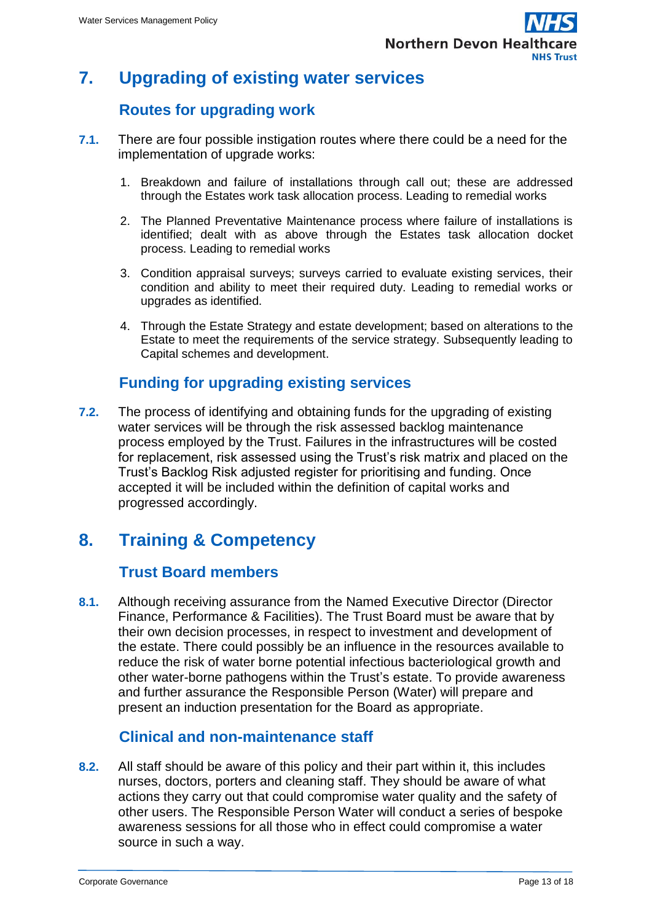# 7. Upgrading of existing water services

## Routes for upgrading work

**7.1.** There are four possible instigation routes where there could be a need for the implementation of upgrade works:

1. Breakdown and failure of installations through call out; these are addressed through the Estates work task allocation process. Leading to remedial works
2. The Planned Preventative Maintenance process where failure of installations is identified; dealt with as above through the Estates task allocation docket process. Leading to remedial works
3. Condition appraisal surveys; surveys carried to evaluate existing services, their condition and ability to meet their required duty. Leading to remedial works or upgrades as identified.
4. Through the Estate Strategy and estate development; based on alterations to the Estate to meet the requirements of the service strategy. Subsequently leading to Capital schemes and development.

## Funding for upgrading existing services

**7.2.** The process of identifying and obtaining funds for the upgrading of existing water services will be through the risk assessed backlog maintenance process employed by the Trust. Failures in the infrastructures will be costed for replacement, risk assessed using the Trust's risk matrix and placed on the Trust's Backlog Risk adjusted register for prioritising and funding. Once accepted it will be included within the definition of capital works and progressed accordingly.

# 8. Training & Competency

## Trust Board members

**8.1.** Although receiving assurance from the Named Executive Director (Director Finance, Performance & Facilities). The Trust Board must be aware that by their own decision processes, in respect to investment and development of the estate. There could possibly be an influence in the resources available to reduce the risk of water borne potential infectious bacteriological growth and other water-borne pathogens within the Trust's estate. To provide awareness and further assurance the Responsible Person (Water) will prepare and present an induction presentation for the Board as appropriate.

## Clinical and non-maintenance staff

**8.2.** All staff should be aware of this policy and their part within it, this includes nurses, doctors, porters and cleaning staff. They should be aware of what actions they carry out that could compromise water quality and the safety of other users. The Responsible Person Water will conduct a series of bespoke awareness sessions for all those who in effect could compromise a water source in such a way.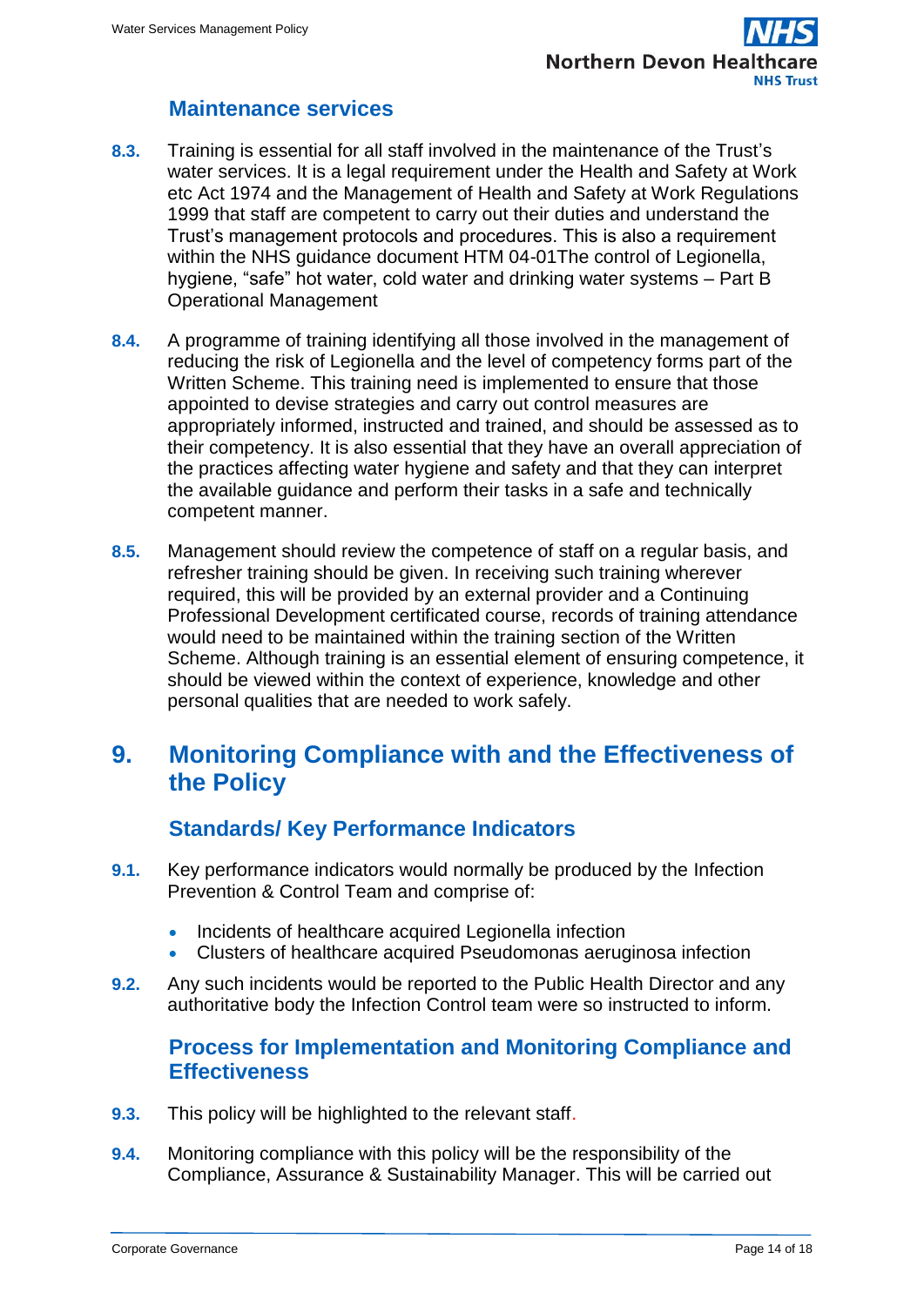### Maintenance services

**8.3.** Training is essential for all staff involved in the maintenance of the Trust's water services. It is a legal requirement under the Health and Safety at Work etc Act 1974 and the Management of Health and Safety at Work Regulations 1999 that staff are competent to carry out their duties and understand the Trust's management protocols and procedures. This is also a requirement within the NHS guidance document HTM 04-01The control of Legionella, hygiene, "safe" hot water, cold water and drinking water systems – Part B Operational Management

**8.4.** A programme of training identifying all those involved in the management of reducing the risk of Legionella and the level of competency forms part of the Written Scheme. This training need is implemented to ensure that those appointed to devise strategies and carry out control measures are appropriately informed, instructed and trained, and should be assessed as to their competency. It is also essential that they have an overall appreciation of the practices affecting water hygiene and safety and that they can interpret the available guidance and perform their tasks in a safe and technically competent manner.

**8.5.** Management should review the competence of staff on a regular basis, and refresher training should be given. In receiving such training wherever required, this will be provided by an external provider and a Continuing Professional Development certificated course, records of training attendance would need to be maintained within the training section of the Written Scheme. Although training is an essential element of ensuring competence, it should be viewed within the context of experience, knowledge and other personal qualities that are needed to work safely.

## 9. Monitoring Compliance with and the Effectiveness of the Policy

### Standards/ Key Performance Indicators

**9.1.** Key performance indicators would normally be produced by the Infection Prevention & Control Team and comprise of:

- Incidents of healthcare acquired Legionella infection
- Clusters of healthcare acquired Pseudomonas aeruginosa infection

**9.2.** Any such incidents would be reported to the Public Health Director and any authoritative body the Infection Control team were so instructed to inform.

### Process for Implementation and Monitoring Compliance and Effectiveness

**9.3.** This policy will be highlighted to the relevant staff.

**9.4.** Monitoring compliance with this policy will be the responsibility of the Compliance, Assurance & Sustainability Manager. This will be carried out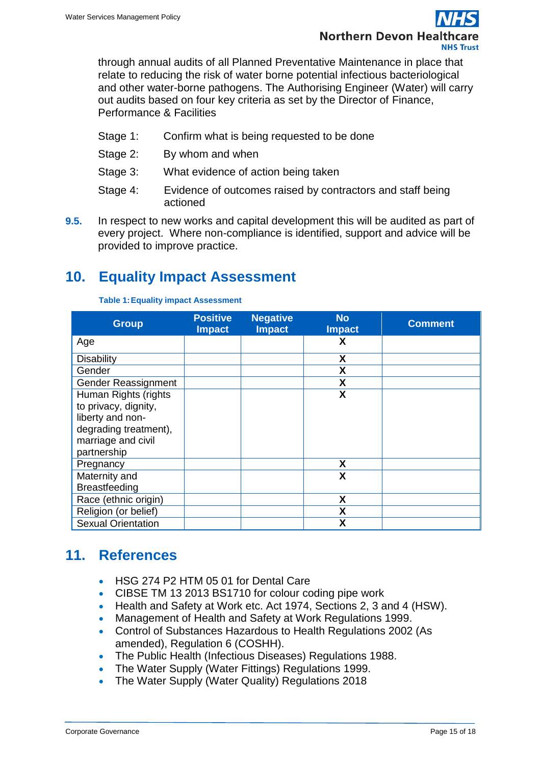through annual audits of all Planned Preventative Maintenance in place that relate to reducing the risk of water borne potential infectious bacteriological and other water-borne pathogens. The Authorising Engineer (Water) will carry out audits based on four key criteria as set by the Director of Finance, Performance & Facilities

- Stage 1: Confirm what is being requested to be done
- Stage 2: By whom and when
- Stage 3: What evidence of action being taken
- Stage 4: Evidence of outcomes raised by contractors and staff being actioned

**9.5.** In respect to new works and capital development this will be audited as part of every project. Where non-compliance is identified, support and advice will be provided to improve practice.

## 10. Equality Impact Assessment

**Table 1: Equality impact Assessment**

| Group | Positive Impact | Negative Impact | No Impact | Comment |
|---|---|---|---|---|
| Age | | | X | |
| Disability | | | X | |
| Gender | | | X | |
| Gender Reassignment | | | X | |
| Human Rights (rights to privacy, dignity, liberty and non-degrading treatment), marriage and civil partnership | | | X | |
| Pregnancy | | | X | |
| Maternity and Breastfeeding | | | X | |
| Race (ethnic origin) | | | X | |
| Religion (or belief) | | | X | |
| Sexual Orientation | | | X | |

## 11. References

- HSG 274 P2 HTM 05 01 for Dental Care
- CIBSE TM 13 2013 BS1710 for colour coding pipe work
- Health and Safety at Work etc. Act 1974, Sections 2, 3 and 4 (HSW).
- Management of Health and Safety at Work Regulations 1999.
- Control of Substances Hazardous to Health Regulations 2002 (As amended), Regulation 6 (COSHH).
- The Public Health (Infectious Diseases) Regulations 1988.
- The Water Supply (Water Fittings) Regulations 1999.
- The Water Supply (Water Quality) Regulations 2018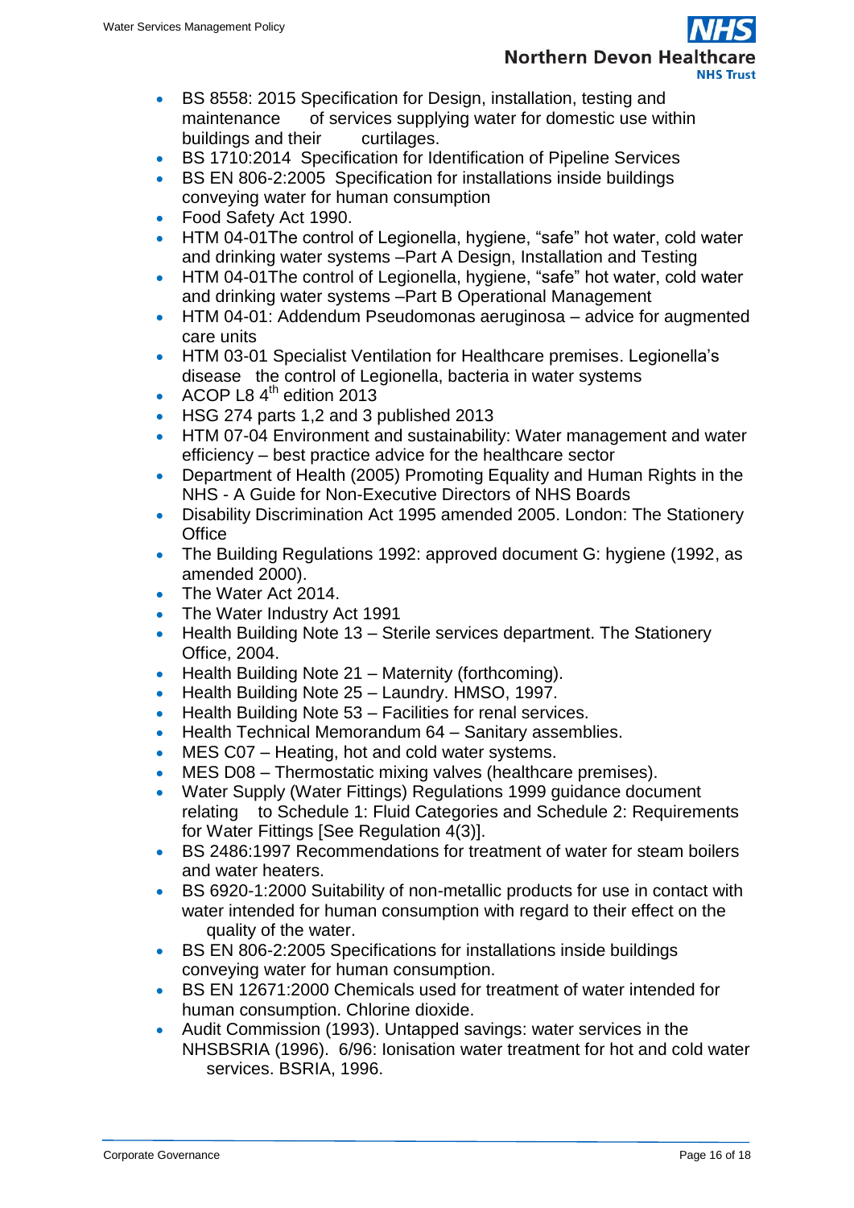- BS 8558: 2015 Specification for Design, installation, testing and maintenance of services supplying water for domestic use within buildings and their curtilages.
- BS 1710:2014 Specification for Identification of Pipeline Services
- BS EN 806-2:2005 Specification for installations inside buildings conveying water for human consumption
- Food Safety Act 1990.
- HTM 04-01The control of Legionella, hygiene, "safe" hot water, cold water and drinking water systems –Part A Design, Installation and Testing
- HTM 04-01The control of Legionella, hygiene, "safe" hot water, cold water and drinking water systems –Part B Operational Management
- HTM 04-01: Addendum Pseudomonas aeruginosa – advice for augmented care units
- HTM 03-01 Specialist Ventilation for Healthcare premises. Legionella's disease the control of Legionella, bacteria in water systems
- ACOP L8 4th edition 2013
- HSG 274 parts 1,2 and 3 published 2013
- HTM 07-04 Environment and sustainability: Water management and water efficiency – best practice advice for the healthcare sector
- Department of Health (2005) Promoting Equality and Human Rights in the NHS - A Guide for Non-Executive Directors of NHS Boards
- Disability Discrimination Act 1995 amended 2005. London: The Stationery Office
- The Building Regulations 1992: approved document G: hygiene (1992, as amended 2000).
- The Water Act 2014.
- The Water Industry Act 1991
- Health Building Note 13 – Sterile services department. The Stationery Office, 2004.
- Health Building Note 21 – Maternity (forthcoming).
- Health Building Note 25 – Laundry. HMSO, 1997.
- Health Building Note 53 – Facilities for renal services.
- Health Technical Memorandum 64 – Sanitary assemblies.
- MES C07 – Heating, hot and cold water systems.
- MES D08 – Thermostatic mixing valves (healthcare premises).
- Water Supply (Water Fittings) Regulations 1999 guidance document relating to Schedule 1: Fluid Categories and Schedule 2: Requirements for Water Fittings [See Regulation 4(3)].
- BS 2486:1997 Recommendations for treatment of water for steam boilers and water heaters.
- BS 6920-1:2000 Suitability of non-metallic products for use in contact with water intended for human consumption with regard to their effect on the quality of the water.
- BS EN 806-2:2005 Specifications for installations inside buildings conveying water for human consumption.
- BS EN 12671:2000 Chemicals used for treatment of water intended for human consumption. Chlorine dioxide.
- Audit Commission (1993). Untapped savings: water services in the NHSBSRIA (1996). 6/96: Ionisation water treatment for hot and cold water services. BSRIA, 1996.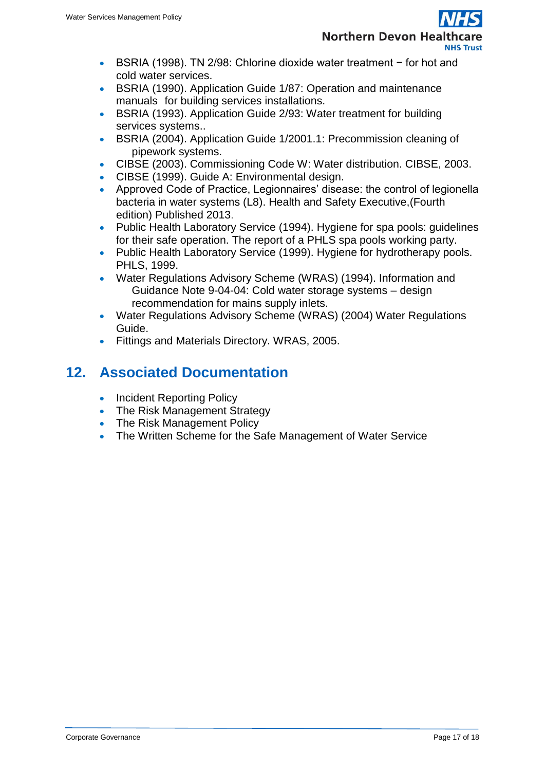- BSRIA (1998). TN 2/98: Chlorine dioxide water treatment − for hot and cold water services.
- BSRIA (1990). Application Guide 1/87: Operation and maintenance manuals for building services installations.
- BSRIA (1993). Application Guide 2/93: Water treatment for building services systems..
- BSRIA (2004). Application Guide 1/2001.1: Precommission cleaning of pipework systems.
- CIBSE (2003). Commissioning Code W: Water distribution. CIBSE, 2003.
- CIBSE (1999). Guide A: Environmental design.
- Approved Code of Practice, Legionnaires' disease: the control of legionella bacteria in water systems (L8). Health and Safety Executive,(Fourth edition) Published 2013.
- Public Health Laboratory Service (1994). Hygiene for spa pools: guidelines for their safe operation. The report of a PHLS spa pools working party.
- Public Health Laboratory Service (1999). Hygiene for hydrotherapy pools. PHLS, 1999.
- Water Regulations Advisory Scheme (WRAS) (1994). Information and Guidance Note 9-04-04: Cold water storage systems – design recommendation for mains supply inlets.
- Water Regulations Advisory Scheme (WRAS) (2004) Water Regulations Guide.
- Fittings and Materials Directory. WRAS, 2005.

## 12. Associated Documentation

- Incident Reporting Policy
- The Risk Management Strategy
- The Risk Management Policy
- The Written Scheme for the Safe Management of Water Service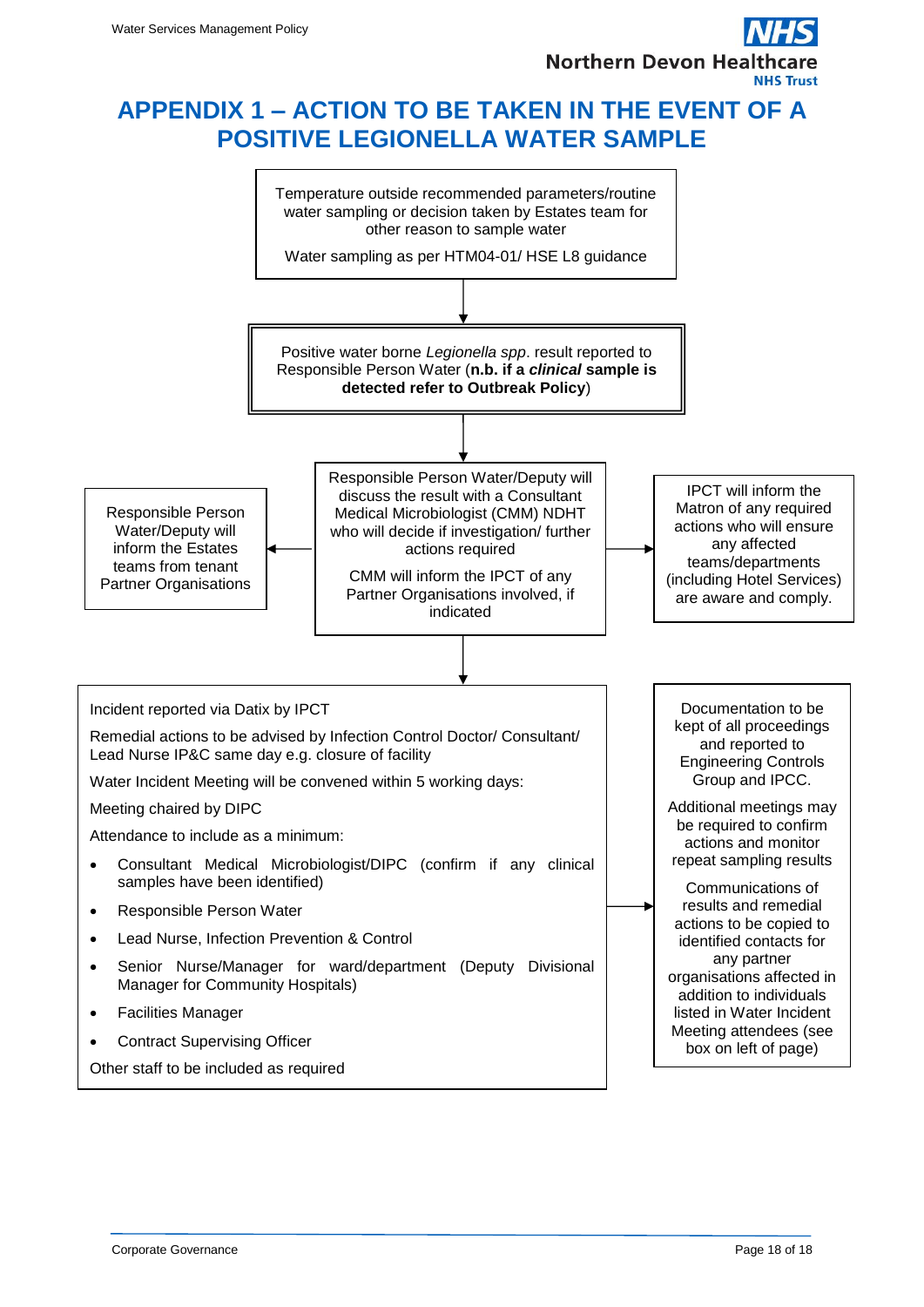# APPENDIX 1 – ACTION TO BE TAKEN IN THE EVENT OF A POSITIVE LEGIONELLA WATER SAMPLE

Temperature outside recommended parameters/routine water sampling or decision taken by Estates team for other reason to sample water

Water sampling as per HTM04-01/ HSE L8 guidance

Positive water borne *Legionella spp*. result reported to Responsible Person Water (**n.b. if a *clinical* sample is detected refer to Outbreak Policy**)

Responsible Person Water/Deputy will discuss the result with a Consultant Medical Microbiologist (CMM) NDHT who will decide if investigation/ further actions required

CMM will inform the IPCT of any Partner Organisations involved, if indicated

Responsible Person Water/Deputy will inform the Estates teams from tenant Partner Organisations

IPCT will inform the Matron of any required actions who will ensure any affected teams/departments (including Hotel Services) are aware and comply.

Incident reported via Datix by IPCT

Remedial actions to be advised by Infection Control Doctor/ Consultant/ Lead Nurse IP&C same day e.g. closure of facility

Water Incident Meeting will be convened within 5 working days:

Meeting chaired by DIPC

Attendance to include as a minimum:

- Consultant Medical Microbiologist/DIPC (confirm if any clinical samples have been identified)
- Responsible Person Water
- Lead Nurse, Infection Prevention & Control
- Senior Nurse/Manager for ward/department (Deputy Divisional Manager for Community Hospitals)
- Facilities Manager
- Contract Supervising Officer

Other staff to be included as required

Documentation to be kept of all proceedings and reported to Engineering Controls Group and IPCC.

Additional meetings may be required to confirm actions and monitor repeat sampling results

Communications of results and remedial actions to be copied to identified contacts for any partner organisations affected in addition to individuals listed in Water Incident Meeting attendees (see box on left of page)